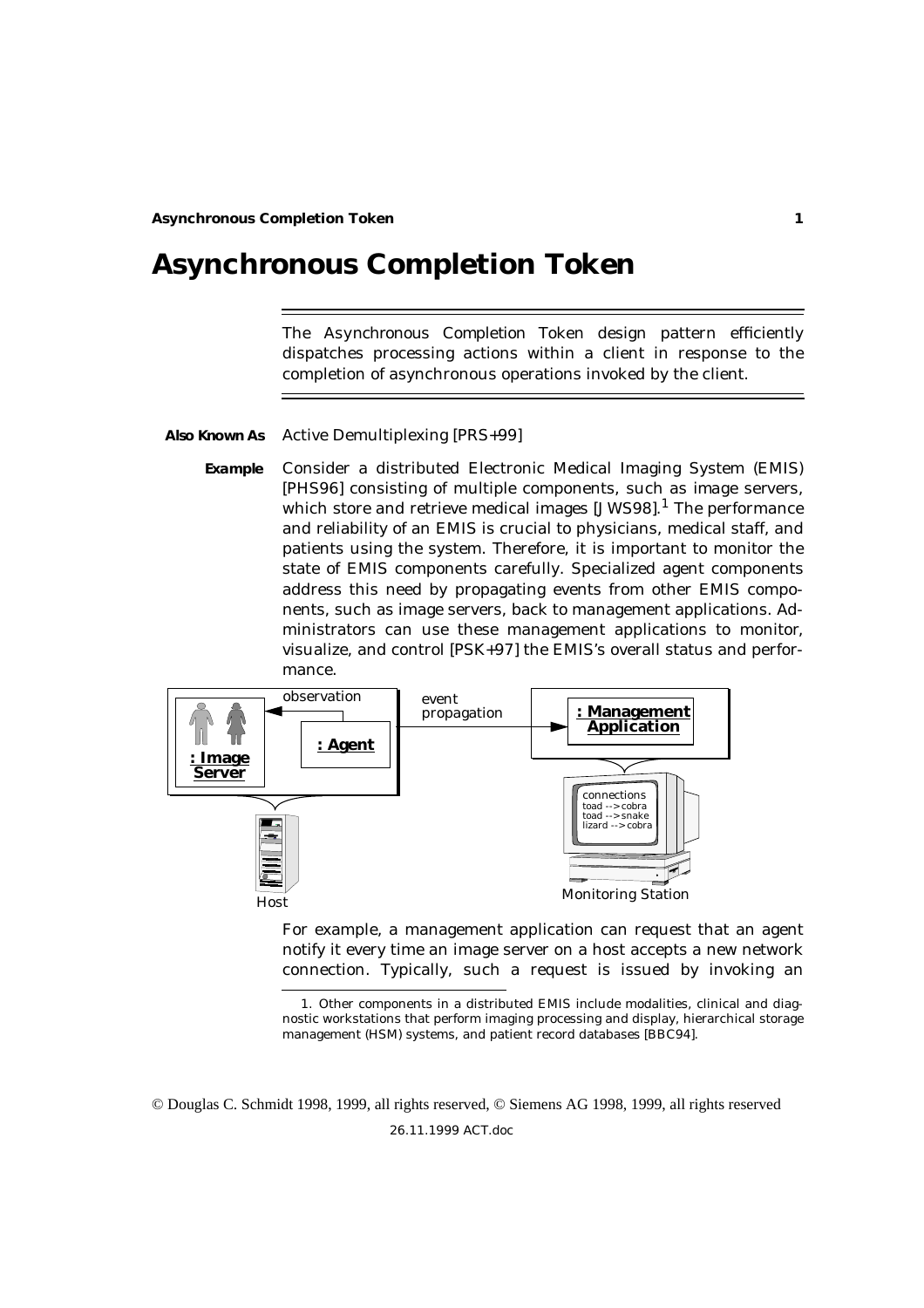# Asynchronous Completion Token

The Asynchronous Completion Token design pattern efficiently dispatches processing actions within a client in response to the completion of asynchronous operations invoked by the client.

**Also Known As** Active Demultiplexing [PRS+99]

**Example** Consider a distributed Electronic Medical Imaging System (EMIS) [PHS96] consisting of multiple components, such as image servers, which store and retrieve medical images [JWS98].[1] The performance and reliability of an EMIS is crucial to physicians, medical staff, and patients using the system. Therefore, it is important to monitor the state of EMIS components carefully. Specialized agent components address this need by propagating events from other EMIS components, such as image servers, back to management applications. Administrators can use these management applications to monitor, visualize, and control [PSK+97] the EMIS's overall status and performance.

For example, a management application can request that an agent notify it every time an image server on a host accepts a new network connection. Typically, such a request is issued by invoking an

1. Other components in a distributed EMIS include modalities, clinical and diagnostic workstations that perform imaging processing and display, hierarchical storage management (HSM) systems, and patient record databases [BBC94].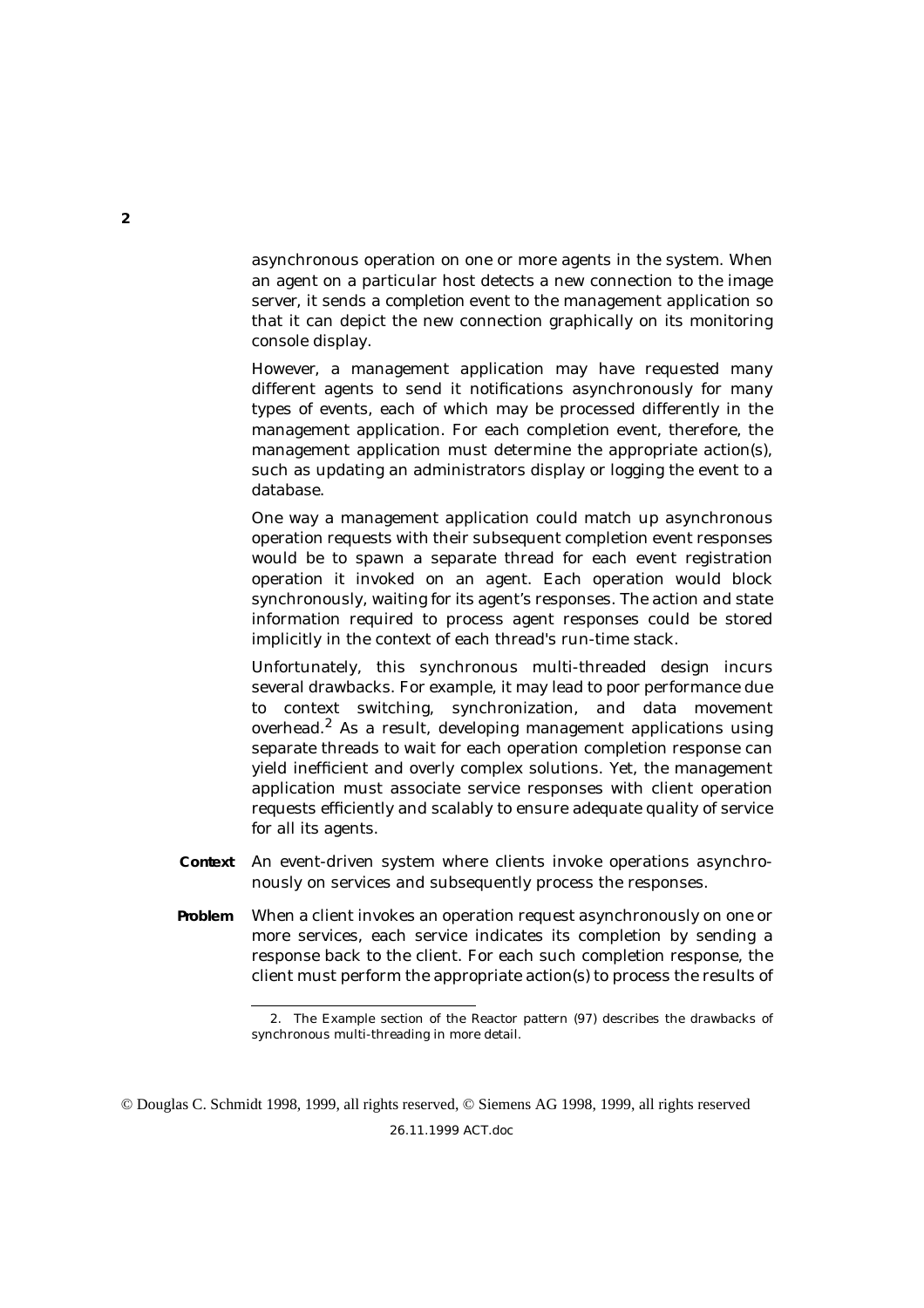asynchronous operation on one or more agents in the system. When an agent on a particular host detects a new connection to the image server, it sends a completion event to the management application so that it can depict the new connection graphically on its monitoring console display.

However, a management application may have requested many different agents to send it notifications asynchronously for many types of events, each of which may be processed differently in the management application. For each completion event, therefore, the management application must determine the appropriate action(s), such as updating an administrators display or logging the event to a database.

One way a management application could match up asynchronous operation requests with their subsequent completion event responses would be to spawn a separate thread for each event registration operation it invoked on an agent. Each operation would block synchronously, waiting for its agent's responses. The action and state information required to process agent responses could be stored implicitly in the context of each thread's run-time stack.

Unfortunately, this synchronous multi-threaded design incurs several drawbacks. For example, it may lead to poor performance due to context switching, synchronization, and data movement overhead.[2] As a result, developing management applications using separate threads to wait for each operation completion response can yield inefficient and overly complex solutions. Yet, the management application must associate service responses with client operation requests efficiently and scalably to ensure adequate quality of service for all its agents.

**Context** An event-driven system where clients invoke operations asynchronously on services and subsequently process the responses.

**Problem** When a client invokes an operation request asynchronously on one or more services, each service indicates its completion by sending a response back to the client. For each such completion response, the client must perform the appropriate action(s) to process the results of

---

2. The Example section of the Reactor pattern (97) describes the drawbacks of synchronous multi-threading in more detail.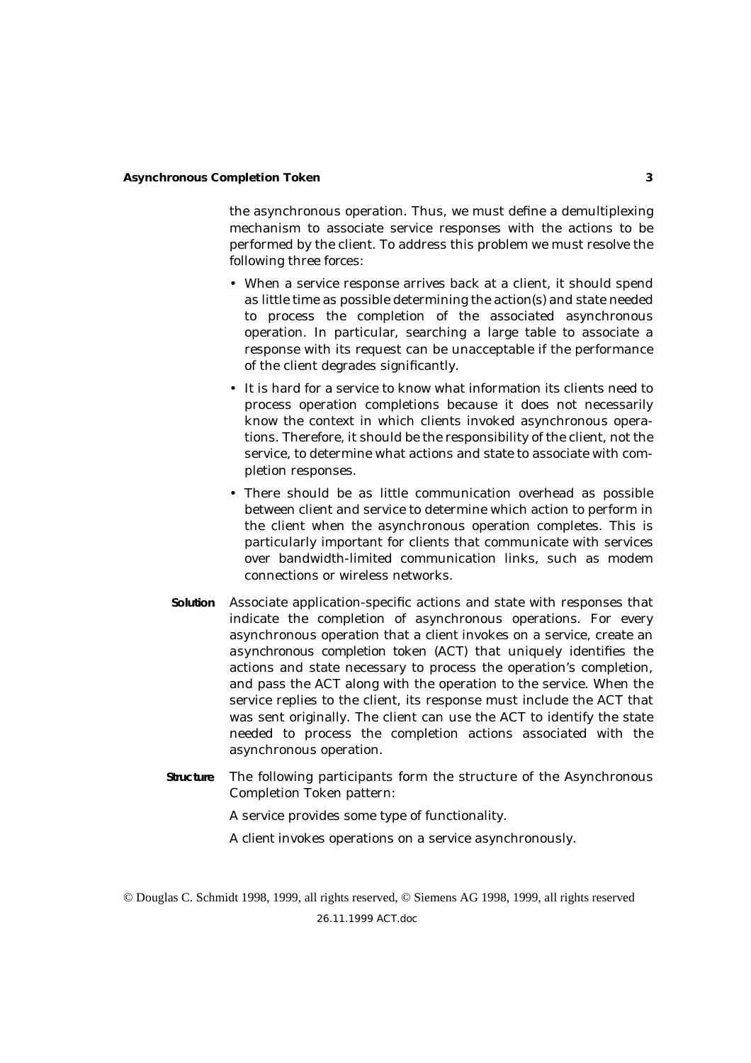the asynchronous operation. Thus, we must define a demultiplexing mechanism to associate service responses with the actions to be performed by the client. To address this problem we must resolve the following three forces:

- When a service response arrives back at a client, it should spend as little time as possible determining the action(s) and state needed to process the completion of the associated asynchronous operation. In particular, searching a large table to associate a response with its request can be unacceptable if the performance of the client degrades significantly.
- It is hard for a service to know what information its clients need to process operation completions because it does not necessarily know the context in which clients invoked asynchronous operations. Therefore, it should be the responsibility of the client, not the service, to determine what actions and state to associate with completion responses.
- There should be as little communication overhead as possible between client and service to determine which action to perform in the client when the asynchronous operation completes. This is particularly important for clients that communicate with services over bandwidth-limited communication links, such as modem connections or wireless networks.

**Solution** Associate application-specific actions and state with responses that indicate the completion of asynchronous operations. For every asynchronous operation that a client invokes on a service, create an asynchronous completion token (ACT) that uniquely identifies the actions and state necessary to process the operation's completion, and pass the ACT along with the operation to the service. When the service replies to the client, its response must include the ACT that was sent originally. The client can use the ACT to identify the state needed to process the completion actions associated with the asynchronous operation.

**Structure** The following participants form the structure of the Asynchronous Completion Token pattern:

A service provides some type of functionality.

A client invokes operations on a service asynchronously.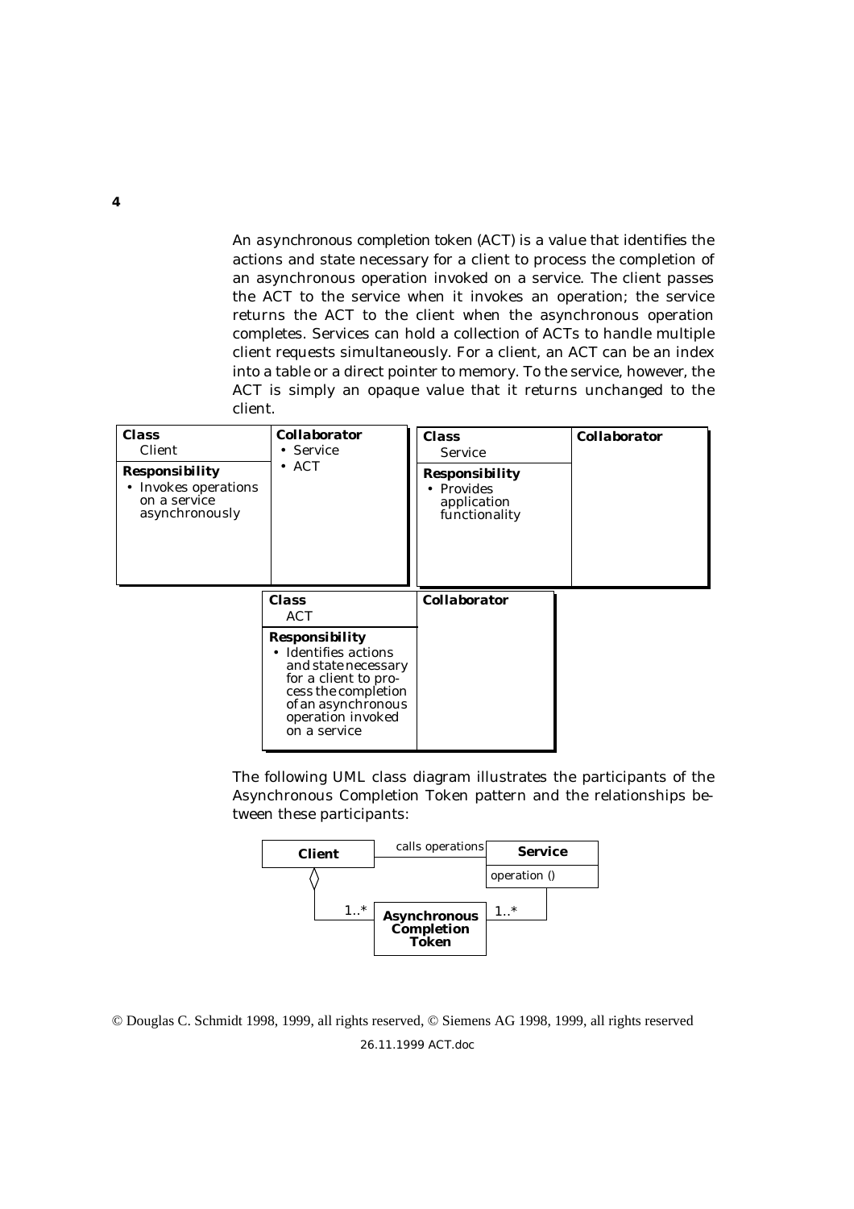An asynchronous completion token (ACT) is a value that identifies the actions and state necessary for a client to process the completion of an asynchronous operation invoked on a service. The client passes the ACT to the service when it invokes an operation; the service returns the ACT to the client when the asynchronous operation completes. Services can hold a collection of ACTs to handle multiple client requests simultaneously. For a client, an ACT can be an index into a table or a direct pointer to memory. To the service, however, the ACT is simply an opaque value that it returns unchanged to the client.

| **Class** Client | **Collaborator** |
| --- | --- |
| **Responsibility**<br>• Invokes operations on a service asynchronously | • Service<br>• ACT |

| **Class** Service | **Collaborator** |
| --- | --- |
| **Responsibility**<br>• Provides application functionality | |

| **Class** ACT | **Collaborator** |
| --- | --- |
| **Responsibility**<br>• Identifies actions and state necessary for a client to process the completion of an asynchronous operation invoked on a service | |

The following UML class diagram illustrates the participants of the Asynchronous Completion Token pattern and the relationships between these participants:

**Client** —calls operations→ **Service** (operation ())

**Client** ◇— 1..* **Asynchronous Completion Token** 1..* — **Service**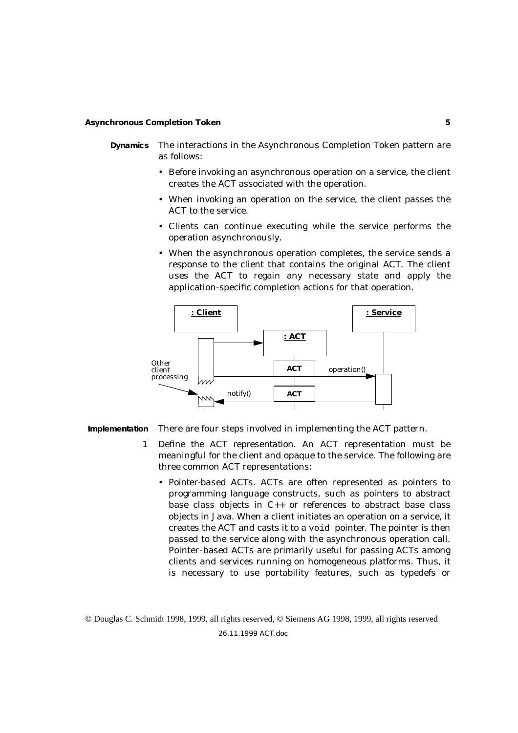**Dynamics** The interactions in the Asynchronous Completion Token pattern are as follows:

- Before invoking an asynchronous operation on a service, the client creates the ACT associated with the operation.
- When invoking an operation on the service, the client passes the ACT to the service.
- Clients can continue executing while the service performs the operation asynchronously.
- When the asynchronous operation completes, the service sends a response to the client that contains the original ACT. The client uses the ACT to regain any necessary state and apply the application-specific completion actions for that operation.

**Implementation** There are four steps involved in implementing the ACT pattern.

1 Define the ACT representation. An ACT representation must be meaningful for the client and opaque to the service. The following are three common ACT representations:

- Pointer-based ACTs. ACTs are often represented as pointers to programming language constructs, such as pointers to abstract base class objects in C++ or references to abstract base class objects in Java. When a client initiates an operation on a service, it creates the ACT and casts it to a `void` pointer. The pointer is then passed to the service along with the asynchronous operation call. Pointer-based ACTs are primarily useful for passing ACTs among clients and services running on homogeneous platforms. Thus, it is necessary to use portability features, such as typedefs or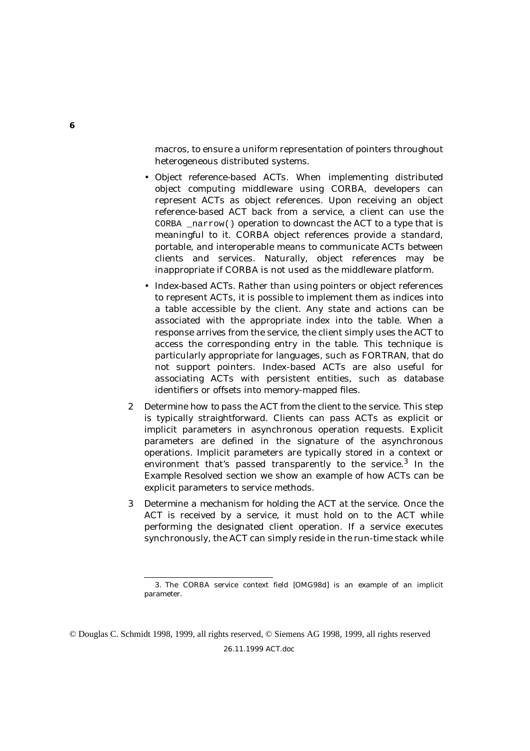macros, to ensure a uniform representation of pointers throughout heterogeneous distributed systems.

- *Object reference-based ACTs.* When implementing distributed object computing middleware using CORBA, developers can represent ACTs as object references. Upon receiving an object reference-based ACT back from a service, a client can use the `CORBA _narrow()` operation to downcast the ACT to a type that is meaningful to it. CORBA object references provide a standard, portable, and interoperable means to communicate ACTs between clients and services. Naturally, object references may be inappropriate if CORBA is not used as the middleware platform.
- *Index-based ACTs.* Rather than using pointers or object references to represent ACTs, it is possible to implement them as indices into a table accessible by the client. Any state and actions can be associated with the appropriate index into the table. When a response arrives from the service, the client simply uses the ACT to access the corresponding entry in the table. This technique is particularly appropriate for languages, such as FORTRAN, that do not support pointers. Index-based ACTs are also useful for associating ACTs with persistent entities, such as database identifiers or offsets into memory-mapped files.

2 *Determine how to pass the ACT from the client to the service.* This step is typically straightforward. Clients can pass ACTs as explicit or implicit parameters in asynchronous operation requests. Explicit parameters are defined in the signature of the asynchronous operations. Implicit parameters are typically stored in a context or environment that's passed transparently to the service.[3] In the Example Resolved section we show an example of how ACTs can be explicit parameters to service methods.

3 *Determine a mechanism for holding the ACT at the service.* Once the ACT is received by a service, it must hold on to the ACT while performing the designated client operation. If a service executes synchronously, the ACT can simply reside in the run-time stack while

3. The CORBA service context field [OMG98d] is an example of an implicit parameter.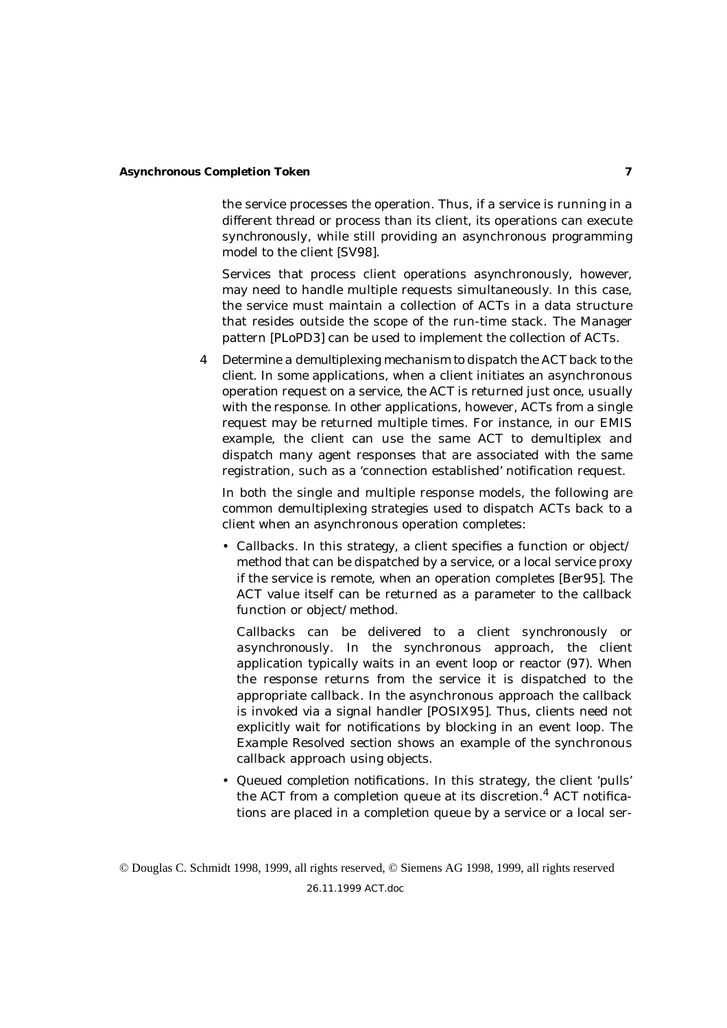the service processes the operation. Thus, if a service is running in a different thread or process than its client, its operations can execute synchronously, while still providing an asynchronous programming model to the client [SV98].

Services that process client operations asynchronously, however, may need to handle multiple requests simultaneously. In this case, the service must maintain a collection of ACTs in a data structure that resides outside the scope of the run-time stack. The Manager pattern [PLoPD3] can be used to implement the collection of ACTs.

4 *Determine a demultiplexing mechanism to dispatch the ACT back to the client.* In some applications, when a client initiates an asynchronous operation request on a service, the ACT is returned just once, usually with the response. In other applications, however, ACTs from a single request may be returned multiple times. For instance, in our EMIS example, the client can use the same ACT to demultiplex and dispatch many agent responses that are associated with the same registration, such as a 'connection established' notification request.

In both the single and multiple response models, the following are common demultiplexing strategies used to dispatch ACTs back to a client when an asynchronous operation completes:

- *Callbacks.* In this strategy, a client specifies a function or object/method that can be dispatched by a service, or a local service proxy if the service is remote, when an operation completes [Ber95]. The ACT value itself can be returned as a parameter to the callback function or object/method.

  Callbacks can be delivered to a client synchronously or asynchronously. In the synchronous approach, the client application typically waits in an event loop or reactor (97). When the response returns from the service it is dispatched to the appropriate callback. In the asynchronous approach the callback is invoked via a signal handler [POSIX95]. Thus, clients need not explicitly wait for notifications by blocking in an event loop. The Example Resolved section shows an example of the synchronous callback approach using objects.

- *Queued completion notifications.* In this strategy, the client 'pulls' the ACT from a completion queue at its discretion.[4] ACT notifications are placed in a completion queue by a service or a local ser-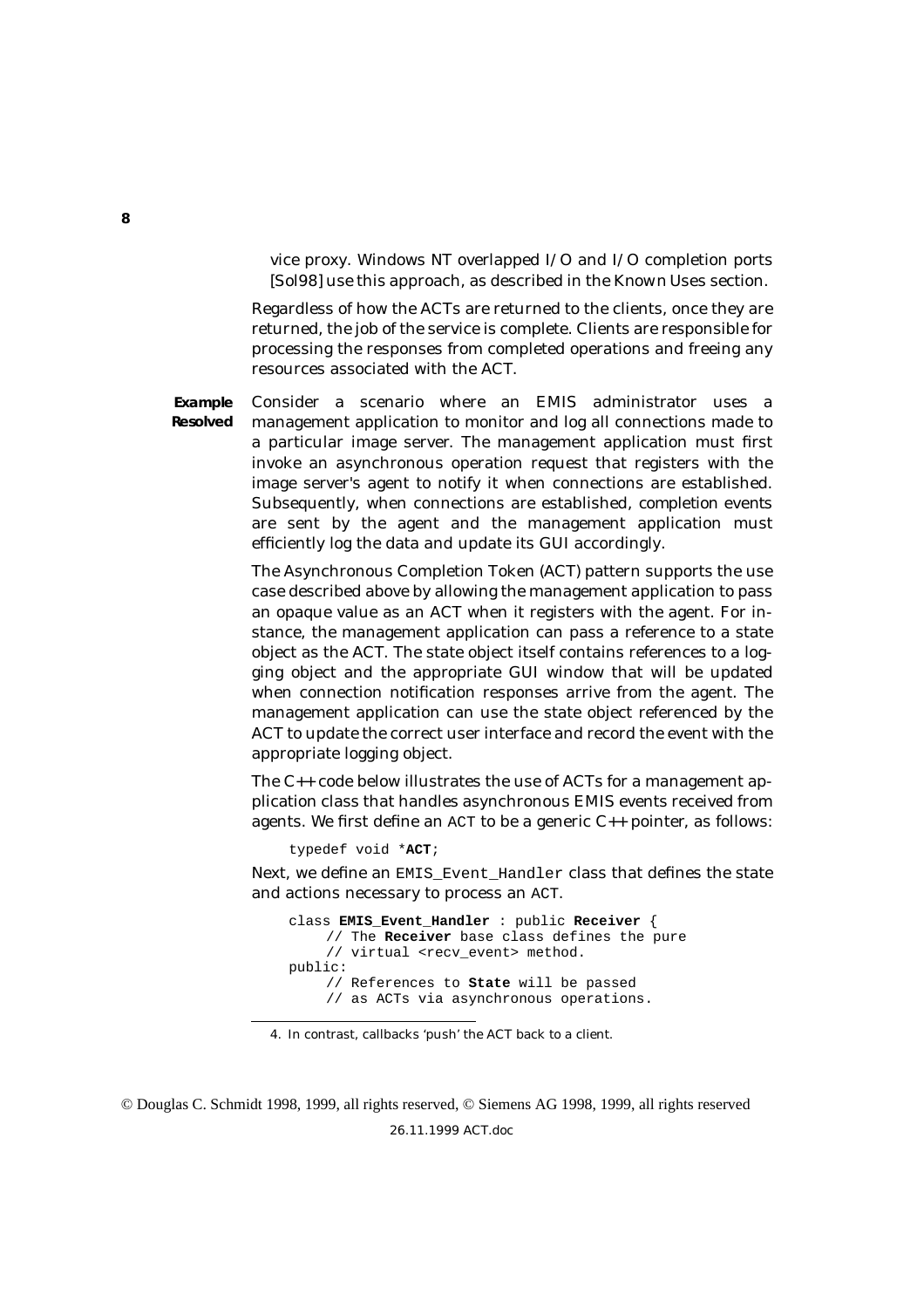vice proxy. Windows NT overlapped I/O and I/O completion ports [Sol98] use this approach, as described in the Known Uses section.

Regardless of how the ACTs are returned to the clients, once they are returned, the job of the service is complete. Clients are responsible for processing the responses from completed operations and freeing any resources associated with the ACT.

**Example Resolved** Consider a scenario where an EMIS administrator uses a management application to monitor and log all connections made to a particular image server. The management application must first invoke an asynchronous operation request that registers with the image server's agent to notify it when connections are established. Subsequently, when connections are established, completion events are sent by the agent and the management application must efficiently log the data and update its GUI accordingly.

The Asynchronous Completion Token (ACT) pattern supports the use case described above by allowing the management application to pass an opaque value as an ACT when it registers with the agent. For instance, the management application can pass a reference to a state object as the ACT. The state object itself contains references to a logging object and the appropriate GUI window that will be updated when connection notification responses arrive from the agent. The management application can use the state object referenced by the ACT to update the correct user interface and record the event with the appropriate logging object.

The C++ code below illustrates the use of ACTs for a management application class that handles asynchronous EMIS events received from agents. We first define an `ACT` to be a generic C++ pointer, as follows:

```
typedef void *ACT;
```

Next, we define an `EMIS_Event_Handler` class that defines the state and actions necessary to process an `ACT`.

```
class EMIS_Event_Handler : public Receiver {
    // The Receiver base class defines the pure
    // virtual <recv_event> method.
public:
    // References to State will be passed
    // as ACTs via asynchronous operations.
```

4. In contrast, callbacks 'push' the ACT back to a client.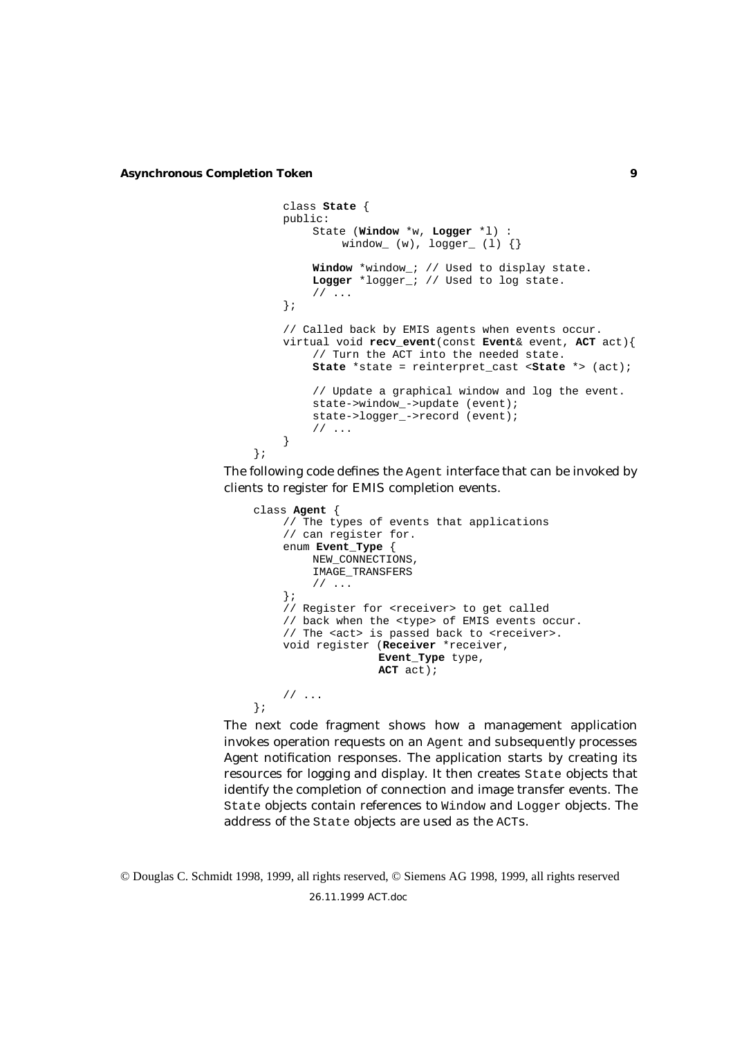```
    class State {
    public:
        State (Window *w, Logger *l) :
            window_ (w), logger_ (l) {}

        Window *window_; // Used to display state.
        Logger *logger_; // Used to log state.
        // ...
    };

    // Called back by EMIS agents when events occur.
    virtual void recv_event(const Event& event, ACT act){
        // Turn the ACT into the needed state.
        State *state = reinterpret_cast <State *> (act);

        // Update a graphical window and log the event.
        state->window_->update (event);
        state->logger_->record (event);
        // ...
    }
};
```

The following code defines the Agent interface that can be invoked by clients to register for EMIS completion events.

```
class Agent {
    // The types of events that applications
    // can register for.
    enum Event_Type {
        NEW_CONNECTIONS,
        IMAGE_TRANSFERS
        // ...
    };
    // Register for <receiver> to get called
    // back when the <type> of EMIS events occur.
    // The <act> is passed back to <receiver>.
    void register (Receiver *receiver,
                   Event_Type type,
                   ACT act);

    // ...
};
```

The next code fragment shows how a management application invokes operation requests on an Agent and subsequently processes Agent notification responses. The application starts by creating its resources for logging and display. It then creates State objects that identify the completion of connection and image transfer events. The State objects contain references to Window and Logger objects. The address of the State objects are used as the ACTs.

© Douglas C. Schmidt 1998, 1999, all rights reserved, © Siemens AG 1998, 1999, all rights reserved

26.11.1999 ACT.doc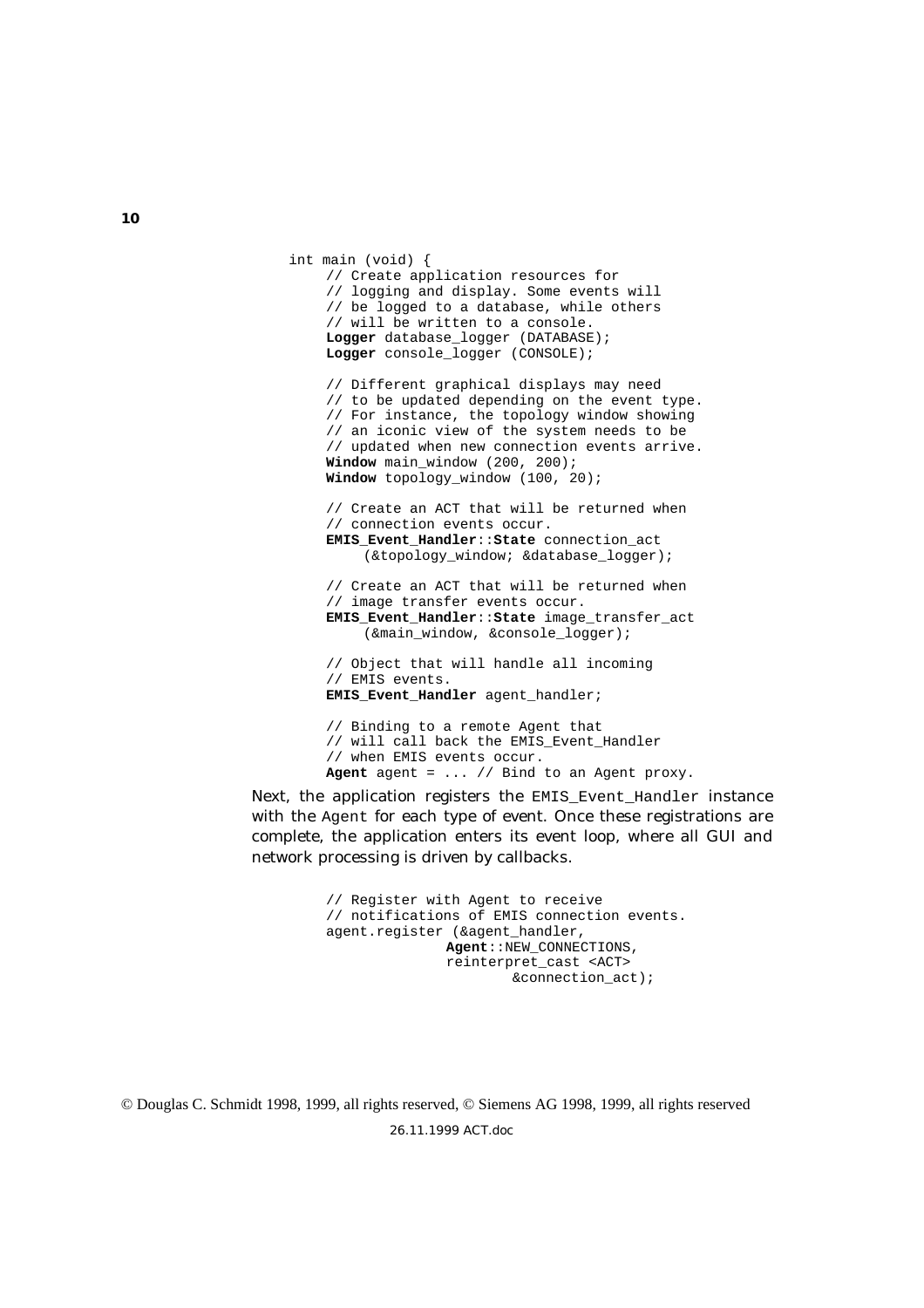```
int main (void) {
    // Create application resources for
    // logging and display. Some events will
    // be logged to a database, while others
    // will be written to a console.
    Logger database_logger (DATABASE);
    Logger console_logger (CONSOLE);

    // Different graphical displays may need
    // to be updated depending on the event type.
    // For instance, the topology window showing
    // an iconic view of the system needs to be
    // updated when new connection events arrive.
    Window main_window (200, 200);
    Window topology_window (100, 20);

    // Create an ACT that will be returned when
    // connection events occur.
    EMIS_Event_Handler::State connection_act
        (&topology_window; &database_logger);

    // Create an ACT that will be returned when
    // image transfer events occur.
    EMIS_Event_Handler::State image_transfer_act
        (&main_window, &console_logger);

    // Object that will handle all incoming
    // EMIS events.
    EMIS_Event_Handler agent_handler;

    // Binding to a remote Agent that
    // will call back the EMIS_Event_Handler
    // when EMIS events occur.
    Agent agent = ... // Bind to an Agent proxy.
```

Next, the application registers the `EMIS_Event_Handler` instance with the `Agent` for each type of event. Once these registrations are complete, the application enters its event loop, where all GUI and network processing is driven by callbacks.

```
    // Register with Agent to receive
    // notifications of EMIS connection events.
    agent.register (&agent_handler,
                    Agent::NEW_CONNECTIONS,
                    reinterpret_cast <ACT>
                        &connection_act);
```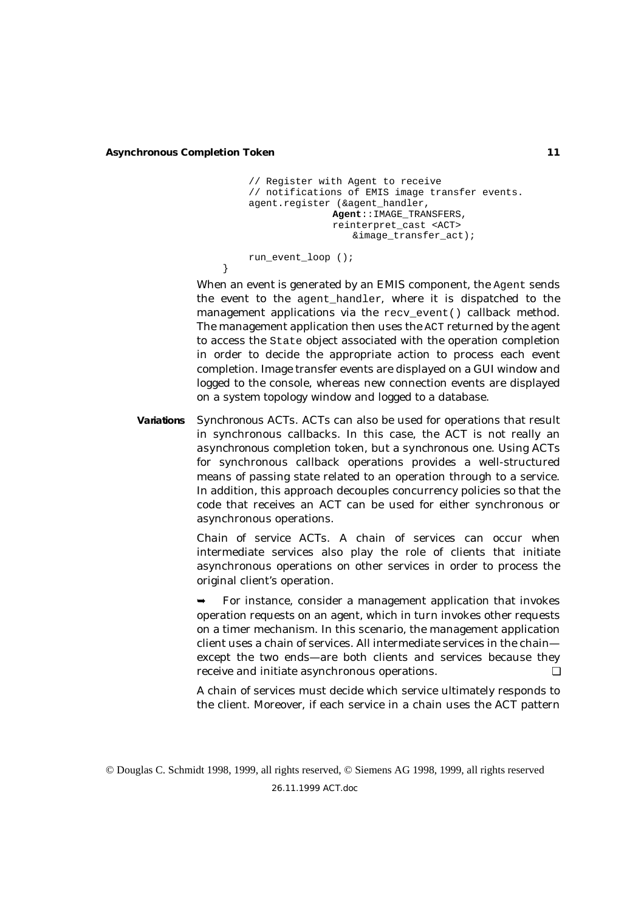```
    // Register with Agent to receive
    // notifications of EMIS image transfer events.
    agent.register (&agent_handler,
                    Agent::IMAGE_TRANSFERS,
                    reinterpret_cast <ACT>
                       &image_transfer_act);

    run_event_loop ();
}
```

When an event is generated by an EMIS component, the `Agent` sends the event to the `agent_handler`, where it is dispatched to the management applications via the `recv_event()` callback method. The management application then uses the ACT returned by the agent to access the `State` object associated with the operation completion in order to decide the appropriate action to process each event completion. Image transfer events are displayed on a GUI window and logged to the console, whereas new connection events are displayed on a system topology window and logged to a database.

**Variations** *Synchronous ACTs.* ACTs can also be used for operations that result in synchronous callbacks. In this case, the ACT is not really an asynchronous completion token, but a synchronous one. Using ACTs for synchronous callback operations provides a well-structured means of passing state related to an operation through to a service. In addition, this approach decouples concurrency policies so that the code that receives an ACT can be used for either synchronous or asynchronous operations.

*Chain of service ACTs.* A chain of services can occur when intermediate services also play the role of clients that initiate asynchronous operations on other services in order to process the original client's operation.

➥ For instance, consider a management application that invokes operation requests on an agent, which in turn invokes other requests on a timer mechanism. In this scenario, the management application client uses a chain of services. All intermediate services in the chain—except the two ends—are both clients and services because they receive and initiate asynchronous operations. ❑

A chain of services must decide which service ultimately responds to the client. Moreover, if each service in a chain uses the ACT pattern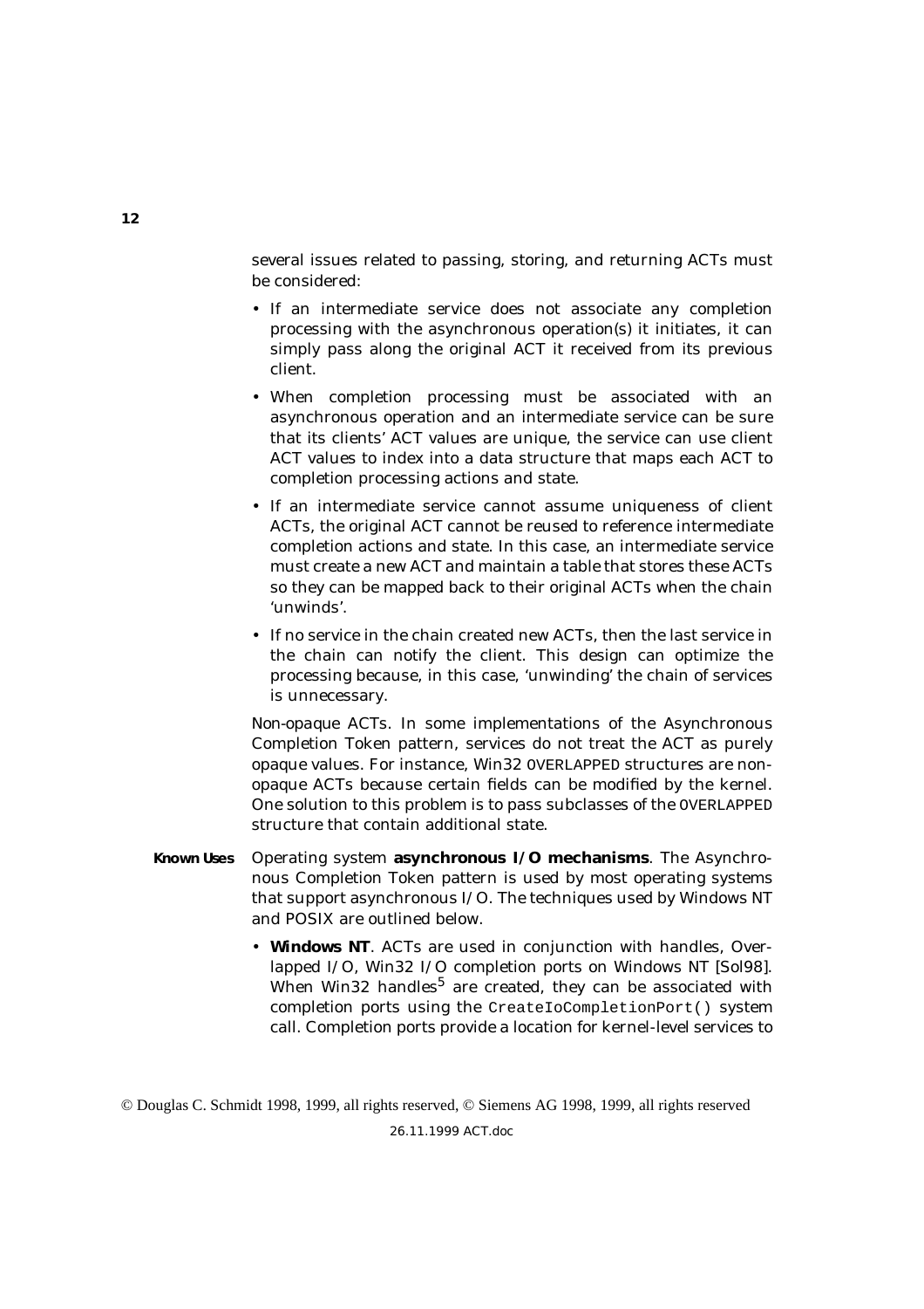several issues related to passing, storing, and returning ACTs must be considered:

- If an intermediate service does not associate any completion processing with the asynchronous operation(s) it initiates, it can simply pass along the original ACT it received from its previous client.
- When completion processing must be associated with an asynchronous operation and an intermediate service can be sure that its clients' ACT values are unique, the service can use client ACT values to index into a data structure that maps each ACT to completion processing actions and state.
- If an intermediate service cannot assume uniqueness of client ACTs, the original ACT cannot be reused to reference intermediate completion actions and state. In this case, an intermediate service must create a new ACT and maintain a table that stores these ACTs so they can be mapped back to their original ACTs when the chain 'unwinds'.
- If no service in the chain created new ACTs, then the last service in the chain can notify the client. This design can optimize the processing because, in this case, 'unwinding' the chain of services is unnecessary.

*Non-opaque ACTs.* In some implementations of the Asynchronous Completion Token pattern, services do not treat the ACT as purely opaque values. For instance, Win32 OVERLAPPED structures are non-opaque ACTs because certain fields can be modified by the kernel. One solution to this problem is to pass subclasses of the OVERLAPPED structure that contain additional state.

**Known Uses** Operating system **asynchronous I/O mechanisms**. The Asynchronous Completion Token pattern is used by most operating systems that support asynchronous I/O. The techniques used by Windows NT and POSIX are outlined below.

- **Windows NT**. ACTs are used in conjunction with handles, Overlapped I/O, Win32 I/O completion ports on Windows NT [Sol98]. When Win32 handles[5] are created, they can be associated with completion ports using the `CreateIoCompletionPort()` system call. Completion ports provide a location for kernel-level services to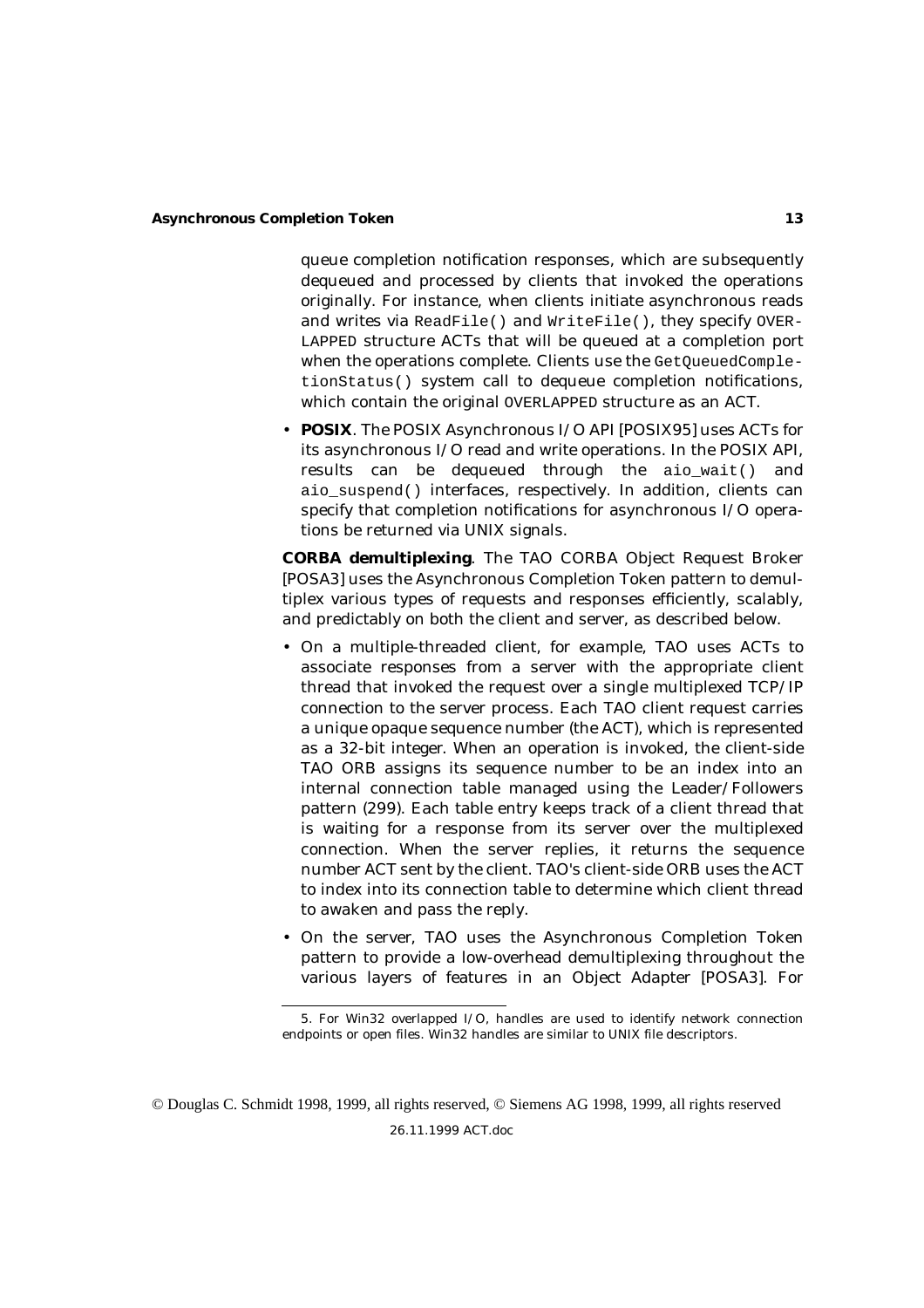queue completion notification responses, which are subsequently dequeued and processed by clients that invoked the operations originally. For instance, when clients initiate asynchronous reads and writes via `ReadFile()` and `WriteFile()`, they specify `OVERLAPPED` structure ACTs that will be queued at a completion port when the operations complete. Clients use the `GetQueuedCompletionStatus()` system call to dequeue completion notifications, which contain the original `OVERLAPPED` structure as an ACT.

- **POSIX**. The POSIX Asynchronous I/O API [POSIX95] uses ACTs for its asynchronous I/O read and write operations. In the POSIX API, results can be dequeued through the `aio_wait()` and `aio_suspend()` interfaces, respectively. In addition, clients can specify that completion notifications for asynchronous I/O operations be returned via UNIX signals.

**CORBA demultiplexing**. The TAO CORBA Object Request Broker [POSA3] uses the Asynchronous Completion Token pattern to demultiplex various types of requests and responses efficiently, scalably, and predictably on both the client and server, as described below.

- On a multiple-threaded client, for example, TAO uses ACTs to associate responses from a server with the appropriate client thread that invoked the request over a single multiplexed TCP/IP connection to the server process. Each TAO client request carries a unique opaque sequence number (the ACT), which is represented as a 32-bit integer. When an operation is invoked, the client-side TAO ORB assigns its sequence number to be an index into an internal connection table managed using the Leader/Followers pattern (299). Each table entry keeps track of a client thread that is waiting for a response from its server over the multiplexed connection. When the server replies, it returns the sequence number ACT sent by the client. TAO's client-side ORB uses the ACT to index into its connection table to determine which client thread to awaken and pass the reply.

- On the server, TAO uses the Asynchronous Completion Token pattern to provide a low-overhead demultiplexing throughout the various layers of features in an Object Adapter [POSA3]. For

5. For Win32 overlapped I/O, handles are used to identify network connection endpoints or open files. Win32 handles are similar to UNIX file descriptors.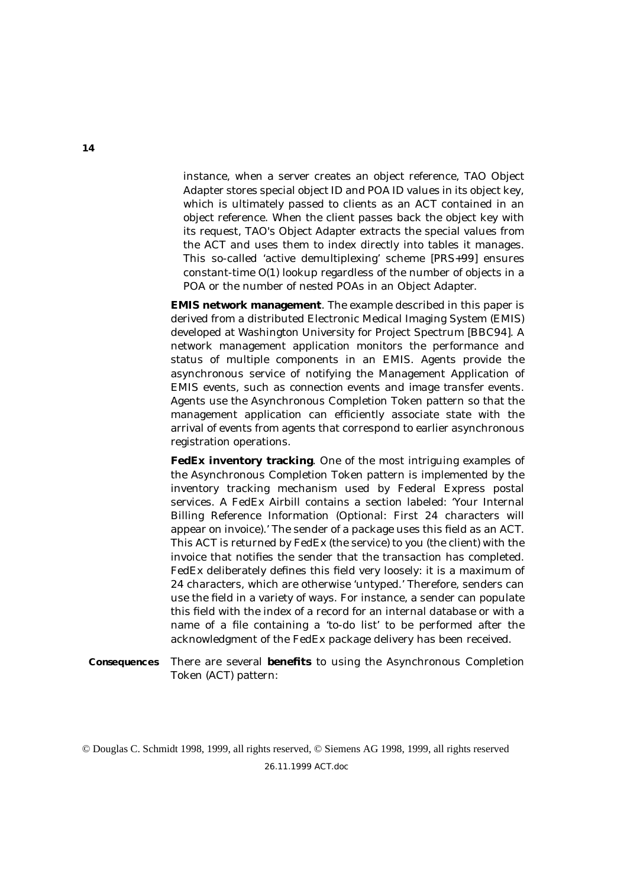instance, when a server creates an object reference, TAO Object Adapter stores special object ID and POA ID values in its object key, which is ultimately passed to clients as an ACT contained in an object reference. When the client passes back the object key with its request, TAO's Object Adapter extracts the special values from the ACT and uses them to index directly into tables it manages. This so-called 'active demultiplexing' scheme [PRS+99] ensures constant-time O(1) lookup regardless of the number of objects in a POA or the number of nested POAs in an Object Adapter.

**EMIS network management**. The example described in this paper is derived from a distributed Electronic Medical Imaging System (EMIS) developed at Washington University for Project Spectrum [BBC94]. A network management application monitors the performance and status of multiple components in an EMIS. Agents provide the asynchronous service of notifying the Management Application of EMIS events, such as connection events and image transfer events. Agents use the Asynchronous Completion Token pattern so that the management application can efficiently associate state with the arrival of events from agents that correspond to earlier asynchronous registration operations.

**FedEx inventory tracking**. One of the most intriguing examples of the Asynchronous Completion Token pattern is implemented by the inventory tracking mechanism used by Federal Express postal services. A FedEx Airbill contains a section labeled: 'Your Internal Billing Reference Information (Optional: First 24 characters will appear on invoice).' The sender of a package uses this field as an ACT. This ACT is returned by FedEx (the service) to you (the client) with the invoice that notifies the sender that the transaction has completed. FedEx deliberately defines this field very loosely: it is a maximum of 24 characters, which are otherwise 'untyped.' Therefore, senders can use the field in a variety of ways. For instance, a sender can populate this field with the index of a record for an internal database or with a name of a file containing a 'to-do list' to be performed after the acknowledgment of the FedEx package delivery has been received.

**Consequences** There are several **benefits** to using the Asynchronous Completion Token (ACT) pattern: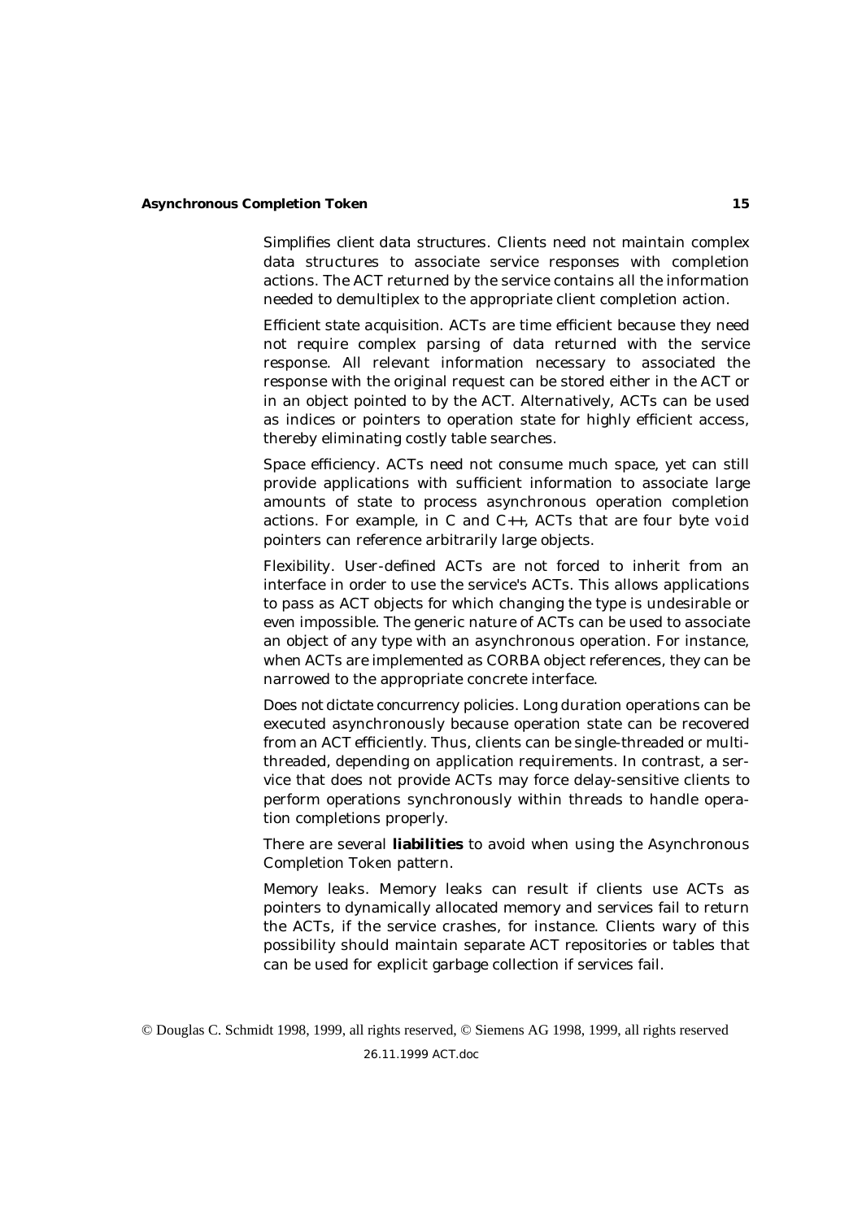*Simplifies client data structures.* Clients need not maintain complex data structures to associate service responses with completion actions. The ACT returned by the service contains all the information needed to demultiplex to the appropriate client completion action.

*Efficient state acquisition.* ACTs are time efficient because they need not require complex parsing of data returned with the service response. All relevant information necessary to associated the response with the original request can be stored either in the ACT or in an object pointed to by the ACT. Alternatively, ACTs can be used as indices or pointers to operation state for highly efficient access, thereby eliminating costly table searches.

*Space efficiency.* ACTs need not consume much space, yet can still provide applications with sufficient information to associate large amounts of state to process asynchronous operation completion actions. For example, in C and C++, ACTs that are four byte `void` pointers can reference arbitrarily large objects.

*Flexibility.* User-defined ACTs are not forced to inherit from an interface in order to use the service's ACTs. This allows applications to pass as ACT objects for which changing the type is undesirable or even impossible. The generic nature of ACTs can be used to associate an object of any type with an asynchronous operation. For instance, when ACTs are implemented as CORBA object references, they can be narrowed to the appropriate concrete interface.

*Does not dictate concurrency policies.* Long duration operations can be executed asynchronously because operation state can be recovered from an ACT efficiently. Thus, clients can be single-threaded or multi-threaded, depending on application requirements. In contrast, a service that does not provide ACTs may force delay-sensitive clients to perform operations synchronously within threads to handle operation completions properly.

There are several **liabilities** to avoid when using the Asynchronous Completion Token pattern.

*Memory leaks.* Memory leaks can result if clients use ACTs as pointers to dynamically allocated memory and services fail to return the ACTs, if the service crashes, for instance. Clients wary of this possibility should maintain separate ACT repositories or tables that can be used for explicit garbage collection if services fail.

© Douglas C. Schmidt 1998, 1999, all rights reserved, © Siemens AG 1998, 1999, all rights reserved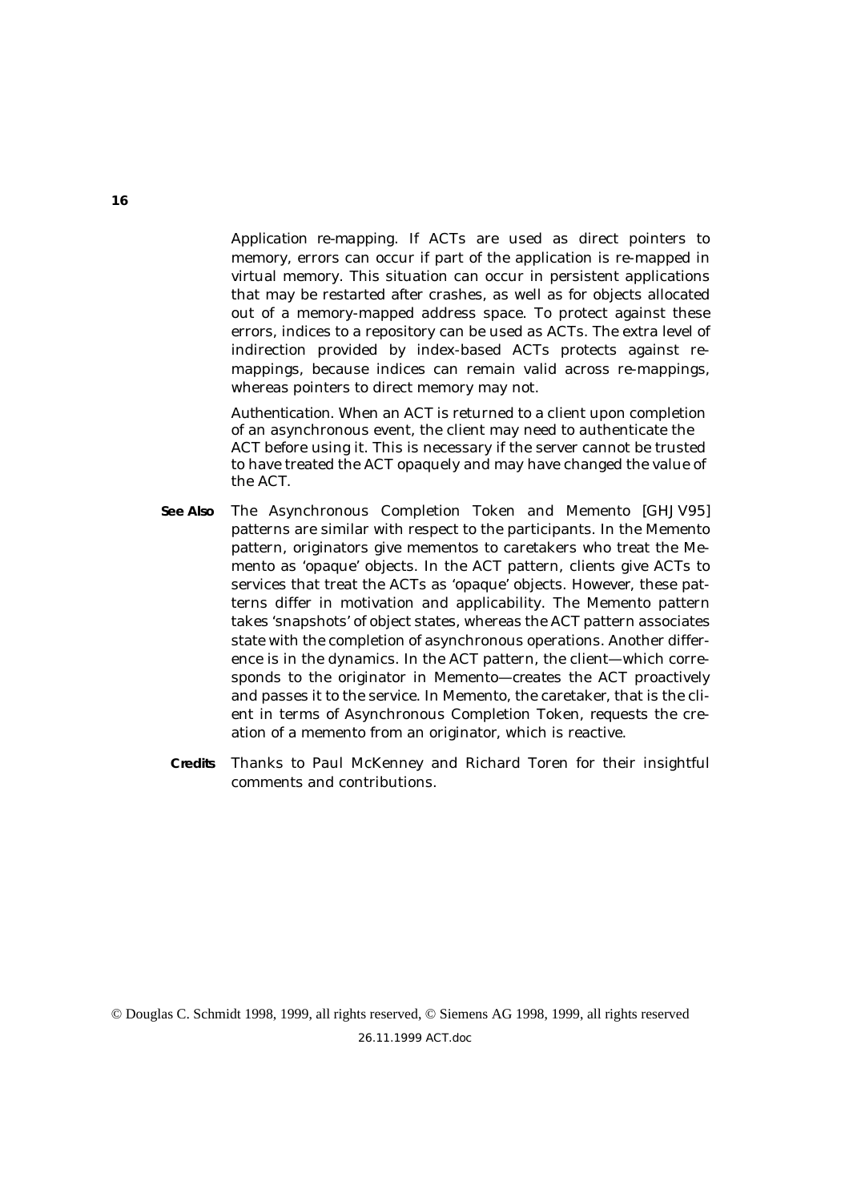*Application re-mapping.* If ACTs are used as direct pointers to memory, errors can occur if part of the application is re-mapped in virtual memory. This situation can occur in persistent applications that may be restarted after crashes, as well as for objects allocated out of a memory-mapped address space. To protect against these errors, indices to a repository can be used as ACTs. The extra level of indirection provided by index-based ACTs protects against re-mappings, because indices can remain valid across re-mappings, whereas pointers to direct memory may not.

*Authentication.* When an ACT is returned to a client upon completion of an asynchronous event, the client may need to authenticate the ACT before using it. This is necessary if the server cannot be trusted to have treated the ACT opaquely and may have changed the value of the ACT.

**See Also** The *Asynchronous Completion Token* and *Memento* [GHJV95] patterns are similar with respect to the participants. In the Memento pattern, originators give mementos to caretakers who treat the Memento as 'opaque' objects. In the ACT pattern, clients give ACTs to services that treat the ACTs as 'opaque' objects. However, these patterns differ in motivation and applicability. The Memento pattern takes 'snapshots' of object states, whereas the ACT pattern associates state with the completion of asynchronous operations. Another difference is in the dynamics. In the ACT pattern, the client—which corresponds to the originator in Memento—creates the ACT proactively and passes it to the service. In Memento, the caretaker, that is the client in terms of Asynchronous Completion Token, requests the creation of a memento from an originator, which is reactive.

**Credits** Thanks to Paul McKenney and Richard Toren for their insightful comments and contributions.